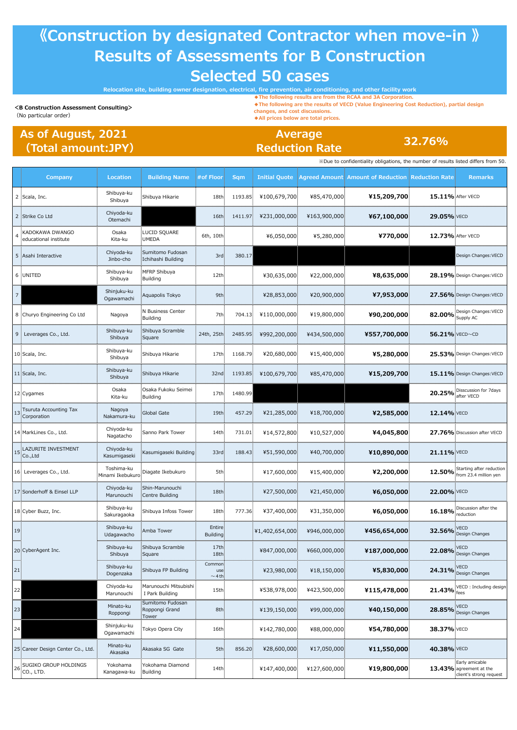# 《Construction by designated Contractor when move-in 》 Results of Assessments for B Construction Selected 50 cases

Relocation site, building owner designation, electrical, fire prevention, air conditioning, and other facility work

**<B Construction Assessment Consulting>**
(No particular order)

◆The following results are from the RCAA and 3A Corporation.
◆The following are the results of VECD (Value Engineering Cost Reduction), partial design changes, and cost discussions.
◆All prices below are total prices.

## As of August, 2021 (Total amount:JPY)

## Average Reduction Rate 32.76%

※Due to confidentiality obligations, the number of results listed differs from 50.

| | Company | Location | Building Name | #of Floor | Sqm | Initial Quote | Agreed Amount | Amount of Reduction | Reduction Rate | Remarks |
|---|---|---|---|---|---|---|---|---|---|---|
| 2 | Scala, Inc. | Shibuya-ku Shibuya | Shibuya Hikarie | 18th | 1193.85 | ¥100,679,700 | ¥85,470,000 | **¥15,209,700** | **15.11%** | After VECD |
| 2 | Strike Co Ltd | Chiyoda-ku Otemachi | | 16th | 1411.97 | ¥231,000,000 | ¥163,900,000 | **¥67,100,000** | **29.05%** | VECD |
| 4 | KADOKAWA DWANGO educational institute | Osaka Kita-ku | LUCID SQUARE UMEDA | 6th, 10th | | ¥6,050,000 | ¥5,280,000 | **¥770,000** | **12.73%** | After VECD |
| 5 | Asahi Interactive | Chiyoda-ku Jinbo-cho | Sumitomo Fudosan Ichihashi Building | 3rd | 380.17 | | | | | Design Changes:VECD |
| 6 | UNITED | Shibuya-ku Shibuya | MFRP Shibuya Building | 12th | | ¥30,635,000 | ¥22,000,000 | **¥8,635,000** | **28.19%** | Design Changes:VECD |
| 7 | | Shinjuku-ku Ogawamachi | Aquapolis Tokyo | 9th | | ¥28,853,000 | ¥20,900,000 | **¥7,953,000** | **27.56%** | Design Changes:VECD |
| 8 | Churyo Engineering Co Ltd | Nagoya | N Business Center Building | 7th | 704.13 | ¥110,000,000 | ¥19,800,000 | **¥90,200,000** | **82.00%** | Design Changes:VECD Supply AC |
| 9 | Leverages Co., Ltd. | Shibuya-ku Shibuya | Shibuya Scramble Square | 24th, 25th | 2485.95 | ¥992,200,000 | ¥434,500,000 | **¥557,700,000** | **56.21%** | VECD～CD |
| 10 | Scala, Inc. | Shibuya-ku Shibuya | Shibuya Hikarie | 17th | 1168.79 | ¥20,680,000 | ¥15,400,000 | **¥5,280,000** | **25.53%** | Design Changes:VECD |
| 11 | Scala, Inc. | Shibuya-ku Shibuya | Shibuya Hikarie | 32nd | 1193.85 | ¥100,679,700 | ¥85,470,000 | **¥15,209,700** | **15.11%** | Design Changes:VECD |
| 12 | Cygames | Osaka Kita-ku | Osaka Fukoku Seimei Building | 17th | 1480.99 | | | | **20.25%** | Disscussion for 7days after VECD |
| 13 | Tsuruta Accounting Tax Corporation | Nagoya Nakamura-ku | Global Gate | 19th | 457.29 | ¥21,285,000 | ¥18,700,000 | **¥2,585,000** | **12.14%** | VECD |
| 14 | MarkLines Co., Ltd. | Chiyoda-ku Nagatacho | Sanno Park Tower | 14th | 731.01 | ¥14,572,800 | ¥10,527,000 | **¥4,045,800** | **27.76%** | Discussion after VECD |
| 15 | LAZURITE INVESTMENT Co.,Ltd | Chiyoda-ku Kasumigaseki | Kasumigaseki Building | 33rd | 188.43 | ¥51,590,000 | ¥40,700,000 | **¥10,890,000** | **21.11%** | VECD |
| 16 | Leverages Co., Ltd. | Toshima-ku Minami Ikebukuro | Diagate Ikebukuro | 5th | | ¥17,600,000 | ¥15,400,000 | **¥2,200,000** | **12.50%** | Starting after reduction from 23.4 million yen |
| 17 | Sonderhoff & Einsel LLP | Chiyoda-ku Marunouchi | Shin-Marunouchi Centre Building | 18th | | ¥27,500,000 | ¥21,450,000 | **¥6,050,000** | **22.00%** | VECD |
| 18 | Cyber Buzz, Inc. | Shibuya-ku Sakuragaoka | Shibuya Infoss Tower | 18th | 777.36 | ¥37,400,000 | ¥31,350,000 | **¥6,050,000** | **16.18%** | Discussion after the reduction |
| 19 | CyberAgent Inc. | Shibuya-ku Udagawacho | Amba Tower | Entire Building | | ¥1,402,654,000 | ¥946,000,000 | **¥456,654,000** | **32.56%** | VECD Design Changes |
| 20 | CyberAgent Inc. | Shibuya-ku Shibuya | Shibuya Scramble Square | 17th 18th | | ¥847,000,000 | ¥660,000,000 | **¥187,000,000** | **22.08%** | VECD Design Changes |
| 21 | CyberAgent Inc. | Shibuya-ku Dogenzaka | Shibuya FP Building | Common use ～4th | | ¥23,980,000 | ¥18,150,000 | **¥5,830,000** | **24.31%** | VECD Design Changes |
| 22 | | Chiyoda-ku Marunouchi | Marunouchi Mitsubishi I Park Building | 15th | | ¥538,978,000 | ¥423,500,000 | **¥115,478,000** | **21.43%** | VECD : Including design fees |
| 23 | | Minato-ku Roppongi | Sumitomo Fudosan Roppongi Grand Tower | 8th | | ¥139,150,000 | ¥99,000,000 | **¥40,150,000** | **28.85%** | VECD Design Changes |
| 24 | | Shinjuku-ku Ogawamachi | Tokyo Opera City | 16th | | ¥142,780,000 | ¥88,000,000 | **¥54,780,000** | **38.37%** | VECD |
| 25 | Career Design Center Co., Ltd. | Minato-ku Akasaka | Akasaka SG Gate | 5th | 856.20 | ¥28,600,000 | ¥17,050,000 | **¥11,550,000** | **40.38%** | VECD |
| 26 | SUGIKO GROUP HOLDINGS CO., LTD. | Yokohama Kanagawa-ku | Yokohama Diamond Building | 14th | | ¥147,400,000 | ¥127,600,000 | **¥19,800,000** | **13.43%** | Early amicable agreement at the client's strong request |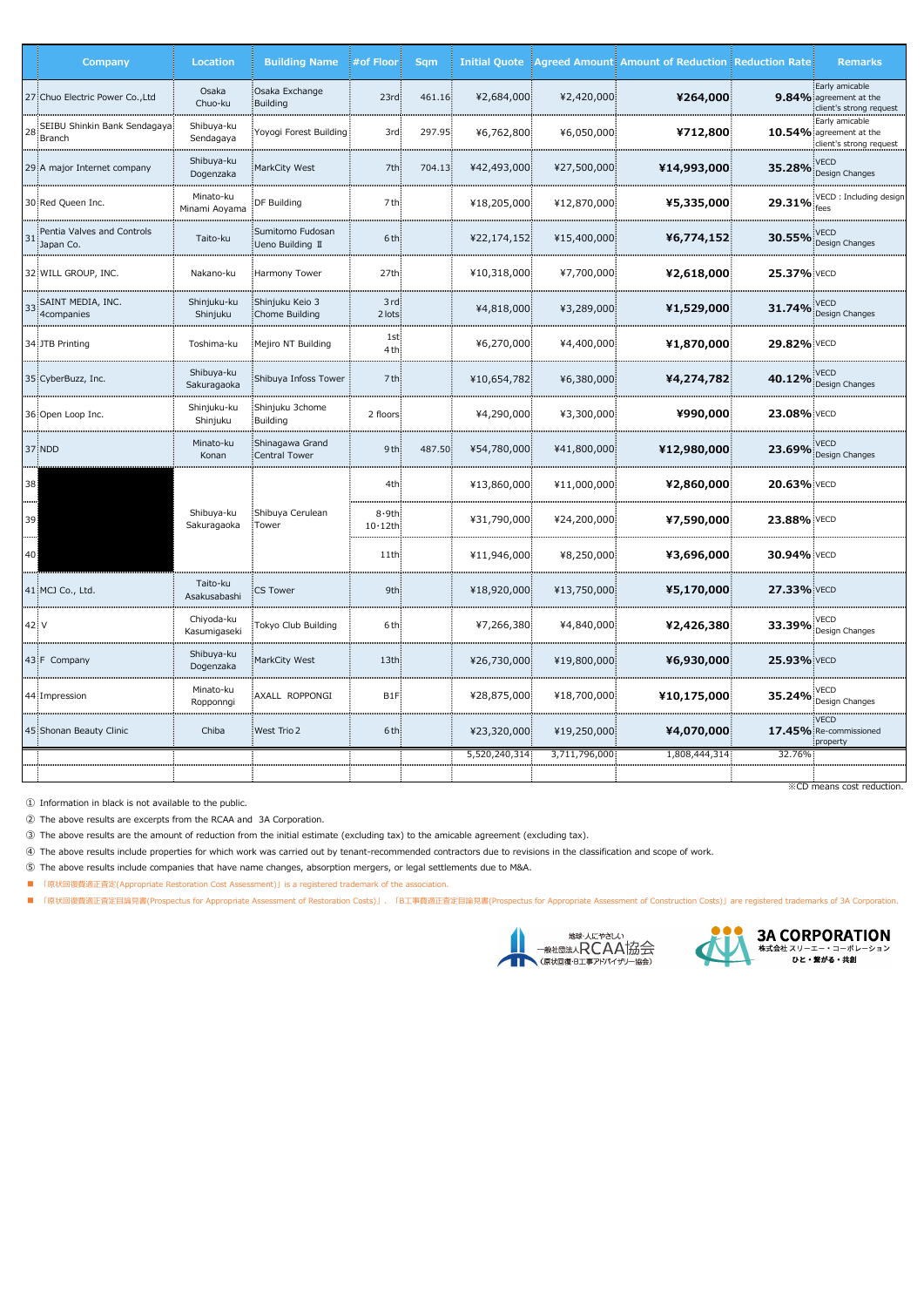| | Company | Location | Building Name | #of Floor | Sqm | Initial Quote | Agreed Amount | Amount of Reduction | Reduction Rate | Remarks |
|---|---|---|---|---|---|---|---|---|---|---|
| 27 | Chuo Electric Power Co.,Ltd | Osaka Chuo-ku | Osaka Exchange Building | 23rd | 461.16 | ¥2,684,000 | ¥2,420,000 | **¥264,000** | **9.84%** | Early amicable agreement at the client's strong request |
| 28 | SEIBU Shinkin Bank Sendagaya Branch | Shibuya-ku Sendagaya | Yoyogi Forest Building | 3rd | 297.95 | ¥6,762,800 | ¥6,050,000 | **¥712,800** | **10.54%** | Early amicable agreement at the client's strong request |
| 29 | A major Internet company | Shibuya-ku Dogenzaka | MarkCity West | 7th | 704.13 | ¥42,493,000 | ¥27,500,000 | **¥14,993,000** | **35.28%** | VECD Design Changes |
| 30 | Red Queen Inc. | Minato-ku Minami Aoyama | DF Building | 7th | | ¥18,205,000 | ¥12,870,000 | **¥5,335,000** | **29.31%** | VECD : Including design fees |
| 31 | Pentia Valves and Controls Japan Co. | Taito-ku | Sumitomo Fudosan Ueno Building Ⅱ | 6th | | ¥22,174,152 | ¥15,400,000 | **¥6,774,152** | **30.55%** | VECD Design Changes |
| 32 | WILL GROUP, INC. | Nakano-ku | Harmony Tower | 27th | | ¥10,318,000 | ¥7,700,000 | **¥2,618,000** | **25.37%** | VECD |
| 33 | SAINT MEDIA, INC. 4companies | Shinjuku-ku Shinjuku | Shinjuku Keio 3 Chome Building | 3rd 2 lots | | ¥4,818,000 | ¥3,289,000 | **¥1,529,000** | **31.74%** | VECD Design Changes |
| 34 | JTB Printing | Toshima-ku | Mejiro NT Building | 1st 4th | | ¥6,270,000 | ¥4,400,000 | **¥1,870,000** | **29.82%** | VECD |
| 35 | CyberBuzz, Inc. | Shibuya-ku Sakuragaoka | Shibuya Infoss Tower | 7th | | ¥10,654,782 | ¥6,380,000 | **¥4,274,782** | **40.12%** | VECD Design Changes |
| 36 | Open Loop Inc. | Shinjuku-ku Shinjuku | Shinjuku 3chome Building | 2 floors | | ¥4,290,000 | ¥3,300,000 | **¥990,000** | **23.08%** | VECD |
| 37 | NDD | Minato-ku Konan | Shinagawa Grand Central Tower | 9th | 487.50 | ¥54,780,000 | ¥41,800,000 | **¥12,980,000** | **23.69%** | VECD Design Changes |
| 38 | | Shibuya-ku Sakuragaoka | Shibuya Cerulean Tower | 4th | | ¥13,860,000 | ¥11,000,000 | **¥2,860,000** | **20.63%** | VECD |
| 39 | | | | 8·9th 10·12th | | ¥31,790,000 | ¥24,200,000 | **¥7,590,000** | **23.88%** | VECD |
| 40 | | | | 11th | | ¥11,946,000 | ¥8,250,000 | **¥3,696,000** | **30.94%** | VECD |
| 41 | MCJ Co., Ltd. | Taito-ku Asakusabashi | CS Tower | 9th | | ¥18,920,000 | ¥13,750,000 | **¥5,170,000** | **27.33%** | VECD |
| 42 | V | Chiyoda-ku Kasumigaseki | Tokyo Club Building | 6th | | ¥7,266,380 | ¥4,840,000 | **¥2,426,380** | **33.39%** | VECD Design Changes |
| 43 | F Company | Shibuya-ku Dogenzaka | MarkCity West | 13th | | ¥26,730,000 | ¥19,800,000 | **¥6,930,000** | **25.93%** | VECD |
| 44 | Impression | Minato-ku Ropponngi | AXALL ROPPONGI | B1F | | ¥28,875,000 | ¥18,700,000 | **¥10,175,000** | **35.24%** | VECD Design Changes |
| 45 | Shonan Beauty Clinic | Chiba | West Trio 2 | 6th | | ¥23,320,000 | ¥19,250,000 | **¥4,070,000** | **17.45%** | VECD Re-commissioned property |
| | | | | | | 5,520,240,314 | 3,711,796,000 | 1,808,444,314 | 32.76% | |

※CD means cost reduction.

① Information in black is not available to the public.

② The above results are excerpts from the RCAA and 3A Corporation.

③ The above results are the amount of reduction from the initial estimate (excluding tax) to the amicable agreement (excluding tax).

④ The above results include properties for which work was carried out by tenant-recommended contractors due to revisions in the classification and scope of work.

⑤ The above results include companies that have name changes, absorption mergers, or legal settlements due to M&A.

■ 「原状回復費適正査定(Appropriate Restoration Cost Assessment)」is a registered trademark of the association.

■ 「原状回復費適正査定目論見書(Prospectus for Appropriate Assessment of Restoration Costs)」, 「B工事費適正査定目論見書(Prospectus for Appropriate Assessment of Construction Costs)」are registered trademarks of 3A Corporation.

地球・人にやさしい 一般社団法人RCAA協会 (原状回復・B工事アドバイザリー協会)

3A CORPORATION 株式会社 スリーエー・コーポレーション ひと・繋がる・共創